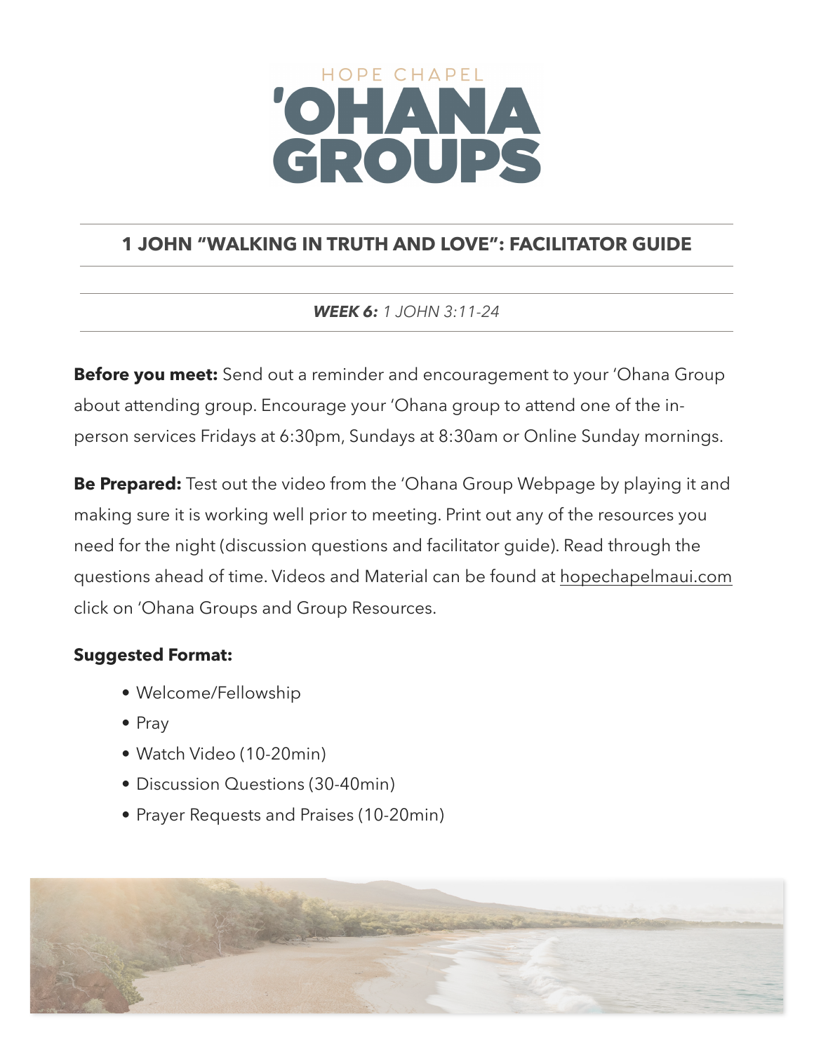# HOPE CHAPEL 'OHANA GROUPS

## 1 JOHN "WALKING IN TRUTH AND LOVE": FACILITATOR GUIDE

***WEEK 6:*** *1 JOHN 3:11-24*

**Before you meet:** Send out a reminder and encouragement to your 'Ohana Group about attending group. Encourage your 'Ohana group to attend one of the in-person services Fridays at 6:30pm, Sundays at 8:30am or Online Sunday mornings.

**Be Prepared:** Test out the video from the 'Ohana Group Webpage by playing it and making sure it is working well prior to meeting. Print out any of the resources you need for the night (discussion questions and facilitator guide). Read through the questions ahead of time. Videos and Material can be found at hopechapelmaui.com click on 'Ohana Groups and Group Resources.

**Suggested Format:**

- Welcome/Fellowship
- Pray
- Watch Video (10-20min)
- Discussion Questions (30-40min)
- Prayer Requests and Praises (10-20min)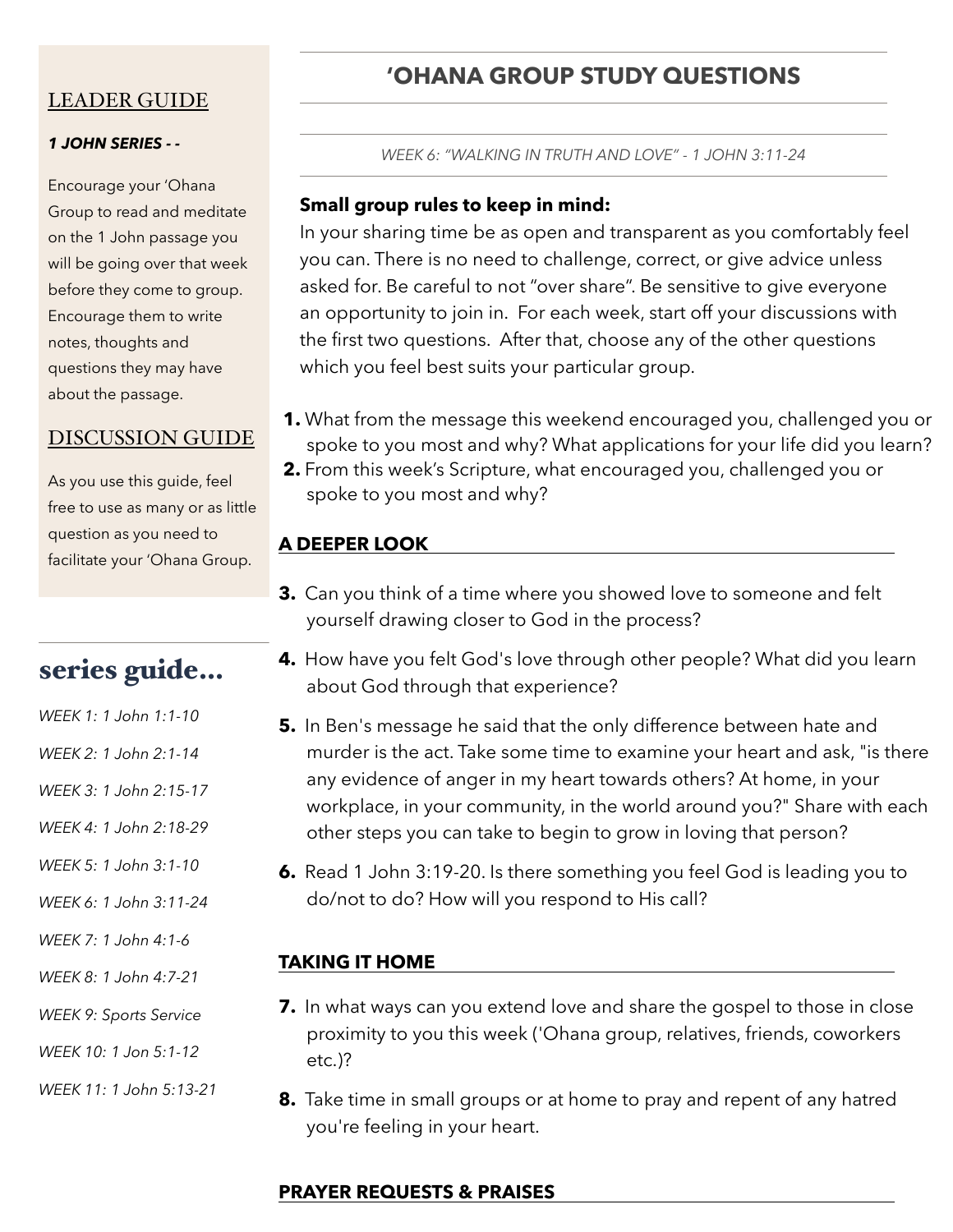## LEADER GUIDE

***1 JOHN SERIES - -***

Encourage your 'Ohana Group to read and meditate on the 1 John passage you will be going over that week before they come to group. Encourage them to write notes, thoughts and questions they may have about the passage.

## DISCUSSION GUIDE

As you use this guide, feel free to use as many or as little question as you need to facilitate your 'Ohana Group.

## series guide…

*WEEK 1: 1 John 1:1-10*

*WEEK 2: 1 John 2:1-14*

*WEEK 3: 1 John 2:15-17*

*WEEK 4: 1 John 2:18-29*

*WEEK 5: 1 John 3:1-10*

*WEEK 6: 1 John 3:11-24*

*WEEK 7: 1 John 4:1-6*

*WEEK 8: 1 John 4:7-21*

*WEEK 9: Sports Service*

*WEEK 10: 1 Jon 5:1-12*

*WEEK 11: 1 John 5:13-21*

# 'OHANA GROUP STUDY QUESTIONS

*WEEK 6: "WALKING IN TRUTH AND LOVE" - 1 JOHN 3:11-24*

**Small group rules to keep in mind:**
In your sharing time be as open and transparent as you comfortably feel you can. There is no need to challenge, correct, or give advice unless asked for. Be careful to not "over share". Be sensitive to give everyone an opportunity to join in. For each week, start off your discussions with the first two questions. After that, choose any of the other questions which you feel best suits your particular group.

1. What from the message this weekend encouraged you, challenged you or spoke to you most and why? What applications for your life did you learn?
2. From this week's Scripture, what encouraged you, challenged you or spoke to you most and why?

### A DEEPER LOOK

3. Can you think of a time where you showed love to someone and felt yourself drawing closer to God in the process?
4. How have you felt God's love through other people? What did you learn about God through that experience?
5. In Ben's message he said that the only difference between hate and murder is the act. Take some time to examine your heart and ask, "is there any evidence of anger in my heart towards others? At home, in your workplace, in your community, in the world around you?" Share with each other steps you can take to begin to grow in loving that person?
6. Read 1 John 3:19-20. Is there something you feel God is leading you to do/not to do? How will you respond to His call?

### TAKING IT HOME

7. In what ways can you extend love and share the gospel to those in close proximity to you this week ('Ohana group, relatives, friends, coworkers etc.)?
8. Take time in small groups or at home to pray and repent of any hatred you're feeling in your heart.

### PRAYER REQUESTS & PRAISES